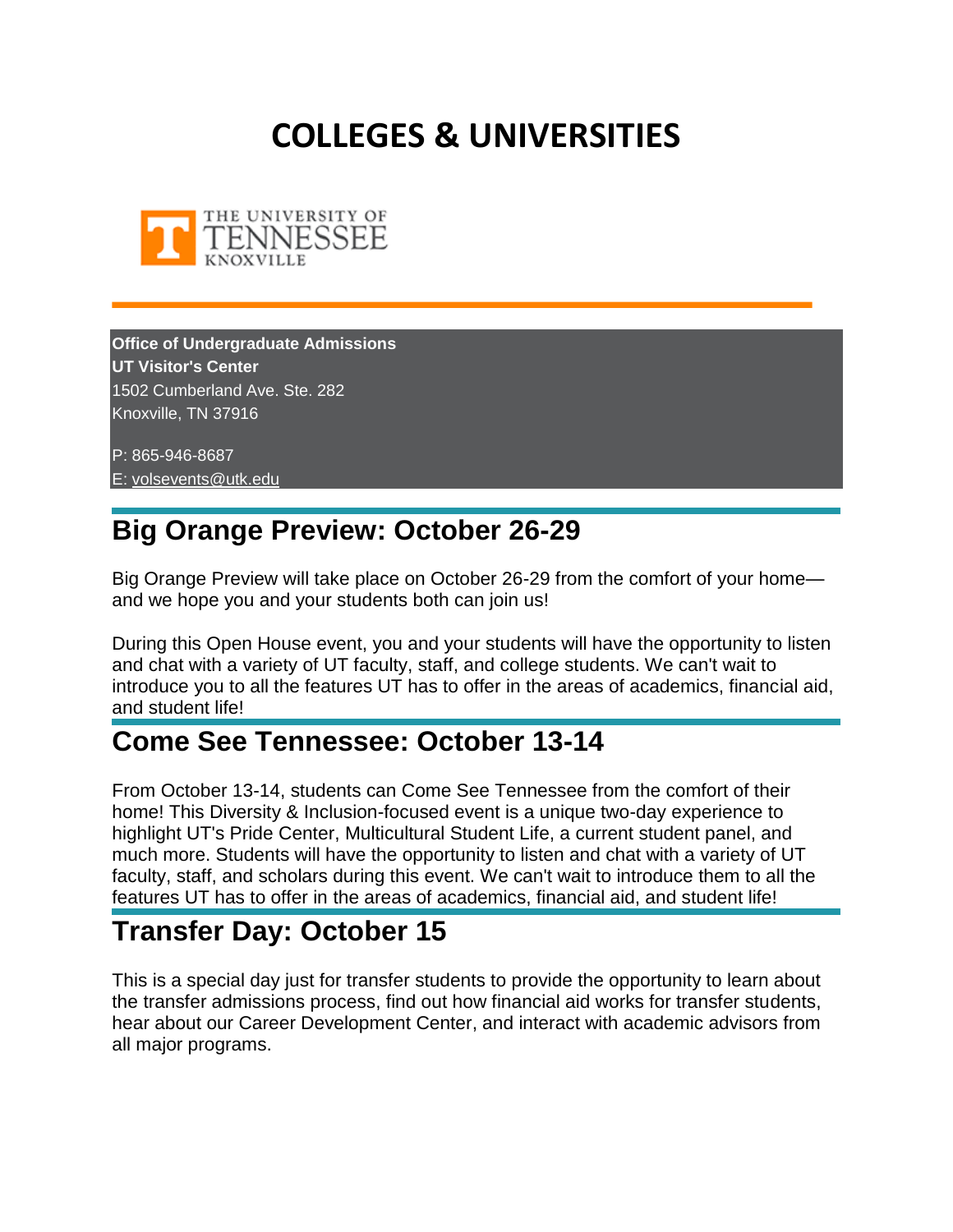# COLLEGES & UNIVERSITIES

**Office of Undergraduate Admissions**
**UT Visitor's Center**
1502 Cumberland Ave. Ste. 282
Knoxville, TN 37916

P: 865-946-8687
E: volsevents@utk.edu

## Big Orange Preview: October 26-29

Big Orange Preview will take place on October 26-29 from the comfort of your home—and we hope you and your students both can join us!

During this Open House event, you and your students will have the opportunity to listen and chat with a variety of UT faculty, staff, and college students. We can't wait to introduce you to all the features UT has to offer in the areas of academics, financial aid, and student life!

## Come See Tennessee: October 13-14

From October 13-14, students can Come See Tennessee from the comfort of their home! This Diversity & Inclusion-focused event is a unique two-day experience to highlight UT's Pride Center, Multicultural Student Life, a current student panel, and much more. Students will have the opportunity to listen and chat with a variety of UT faculty, staff, and scholars during this event. We can't wait to introduce them to all the features UT has to offer in the areas of academics, financial aid, and student life!

## Transfer Day: October 15

This is a special day just for transfer students to provide the opportunity to learn about the transfer admissions process, find out how financial aid works for transfer students, hear about our Career Development Center, and interact with academic advisors from all major programs.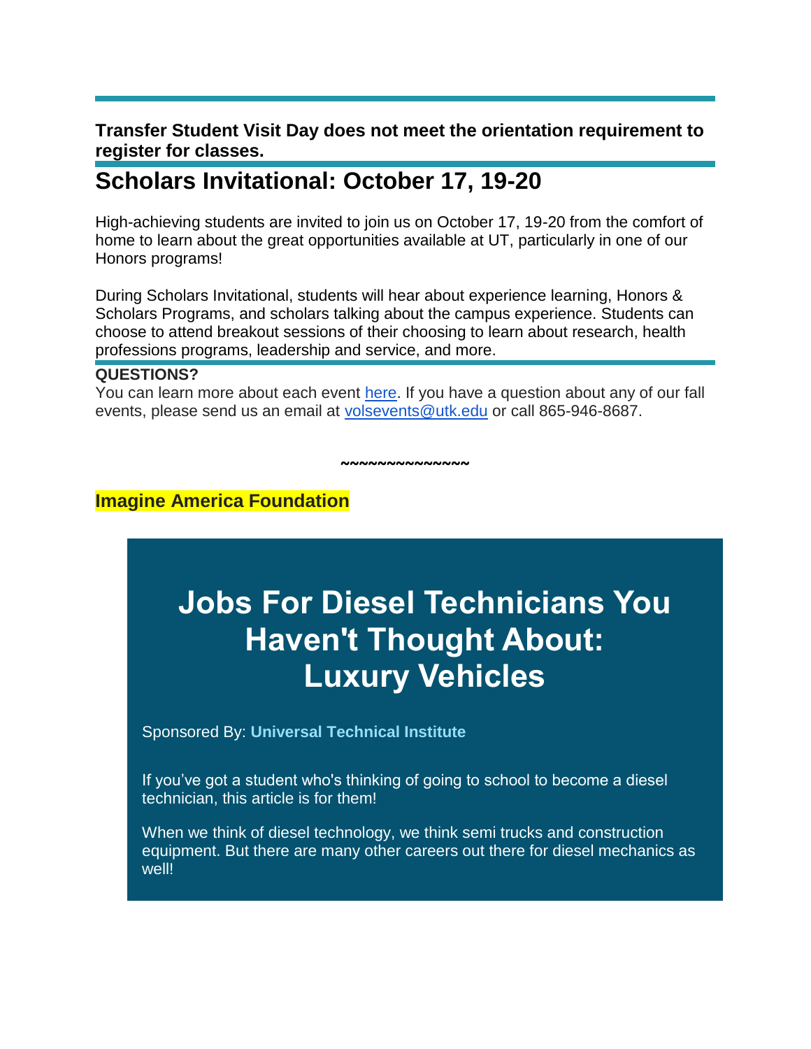---

**Transfer Student Visit Day does not meet the orientation requirement to register for classes.**

---

## Scholars Invitational: October 17, 19-20

High-achieving students are invited to join us on October 17, 19-20 from the comfort of home to learn about the great opportunities available at UT, particularly in one of our Honors programs!

During Scholars Invitational, students will hear about experience learning, Honors & Scholars Programs, and scholars talking about the campus experience. Students can choose to attend breakout sessions of their choosing to learn about research, health professions programs, leadership and service, and more.

---

**QUESTIONS?**
You can learn more about each event [here](). If you have a question about any of our fall events, please send us an email at [volsevents@utk.edu](mailto:volsevents@utk.edu) or call 865-946-8687.

~~~~~~~~~~~~~~

**Imagine America Foundation**

# Jobs For Diesel Technicians You Haven't Thought About: Luxury Vehicles

Sponsored By: **Universal Technical Institute**

If you’ve got a student who's thinking of going to school to become a diesel technician, this article is for them!

When we think of diesel technology, we think semi trucks and construction equipment. But there are many other careers out there for diesel mechanics as well!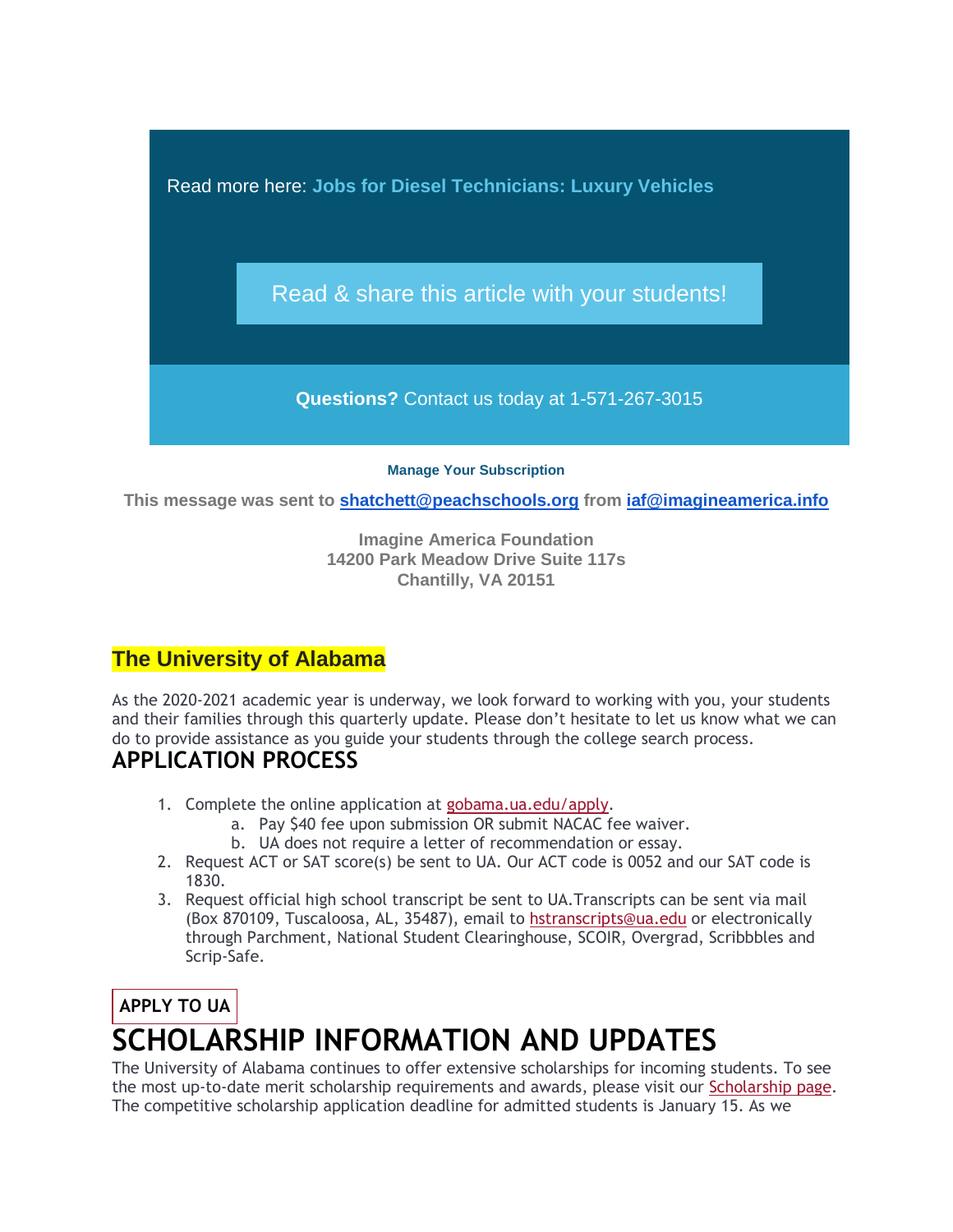Read more here: **Jobs for Diesel Technicians: Luxury Vehicles**

Read & share this article with your students!

**Questions?** Contact us today at 1-571-267-3015

**Manage Your Subscription**

**This message was sent to shatchett@peachschools.org from iaf@imagineamerica.info**

**Imagine America Foundation**
**14200 Park Meadow Drive Suite 117s**
**Chantilly, VA 20151**

## The University of Alabama

As the 2020-2021 academic year is underway, we look forward to working with you, your students and their families through this quarterly update. Please don't hesitate to let us know what we can do to provide assistance as you guide your students through the college search process.

## APPLICATION PROCESS

1. Complete the online application at gobama.ua.edu/apply.
   a. Pay $40 fee upon submission OR submit NACAC fee waiver.
   b. UA does not require a letter of recommendation or essay.
2. Request ACT or SAT score(s) be sent to UA. Our ACT code is 0052 and our SAT code is 1830.
3. Request official high school transcript be sent to UA.Transcripts can be sent via mail (Box 870109, Tuscaloosa, AL, 35487), email to hstranscripts@ua.edu or electronically through Parchment, National Student Clearinghouse, SCOIR, Overgrad, Scribbbles and Scrip-Safe.

APPLY TO UA

# SCHOLARSHIP INFORMATION AND UPDATES

The University of Alabama continues to offer extensive scholarships for incoming students. To see the most up-to-date merit scholarship requirements and awards, please visit our Scholarship page. The competitive scholarship application deadline for admitted students is January 15. As we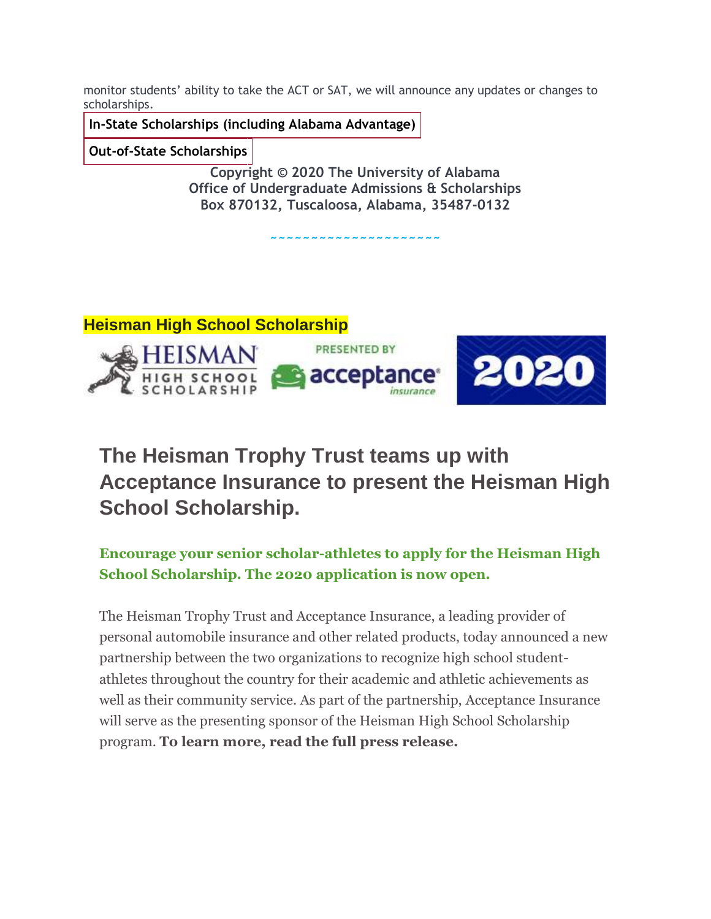monitor students' ability to take the ACT or SAT, we will announce any updates or changes to scholarships.

In-State Scholarships (including Alabama Advantage)

Out-of-State Scholarships

Copyright © 2020 The University of Alabama
Office of Undergraduate Admissions & Scholarships
Box 870132, Tuscaloosa, Alabama, 35487-0132

~~~~~~~~~~~~~~~~~~~~~~

**Heisman High School Scholarship**

HEISMAN HIGH SCHOOL SCHOLARSHIP PRESENTED BY acceptance insurance 2020

## The Heisman Trophy Trust teams up with Acceptance Insurance to present the Heisman High School Scholarship.

**Encourage your senior scholar-athletes to apply for the Heisman High School Scholarship. The 2020 application is now open.**

The Heisman Trophy Trust and Acceptance Insurance, a leading provider of personal automobile insurance and other related products, today announced a new partnership between the two organizations to recognize high school student-athletes throughout the country for their academic and athletic achievements as well as their community service. As part of the partnership, Acceptance Insurance will serve as the presenting sponsor of the Heisman High School Scholarship program. **To learn more, read the full press release.**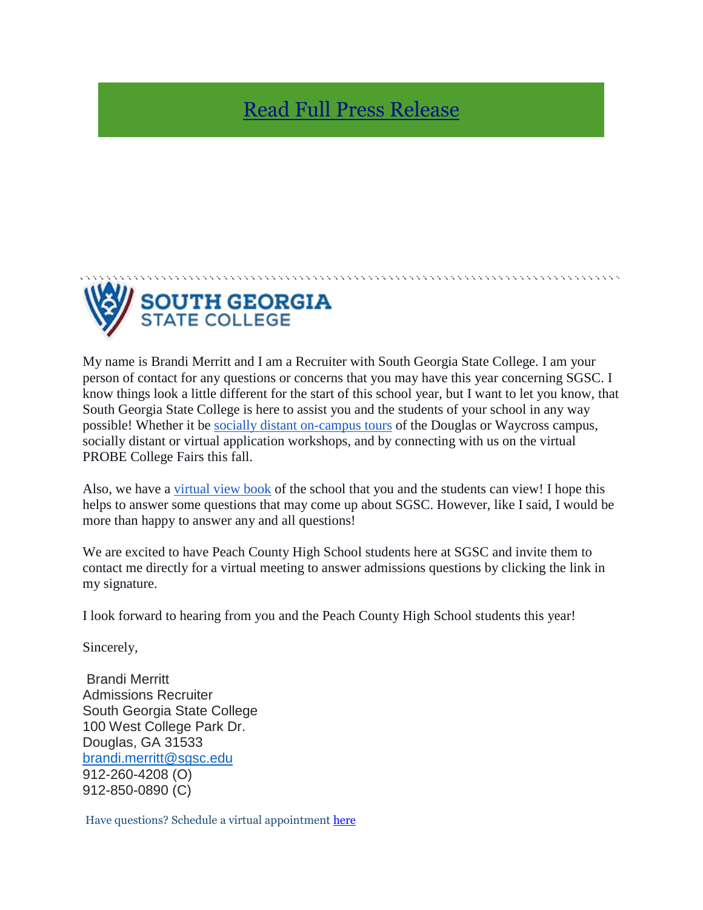Read Full Press Release

SOUTH GEORGIA
STATE COLLEGE

My name is Brandi Merritt and I am a Recruiter with South Georgia State College. I am your person of contact for any questions or concerns that you may have this year concerning SGSC. I know things look a little different for the start of this school year, but I want to let you know, that South Georgia State College is here to assist you and the students of your school in any way possible! Whether it be socially distant on-campus tours of the Douglas or Waycross campus, socially distant or virtual application workshops, and by connecting with us on the virtual PROBE College Fairs this fall.

Also, we have a virtual view book of the school that you and the students can view! I hope this helps to answer some questions that may come up about SGSC. However, like I said, I would be more than happy to answer any and all questions!

We are excited to have Peach County High School students here at SGSC and invite them to contact me directly for a virtual meeting to answer admissions questions by clicking the link in my signature.

I look forward to hearing from you and the Peach County High School students this year!

Sincerely,

Brandi Merritt
Admissions Recruiter
South Georgia State College
100 West College Park Dr.
Douglas, GA 31533
brandi.merritt@sgsc.edu
912-260-4208 (O)
912-850-0890 (C)

Have questions? Schedule a virtual appointment here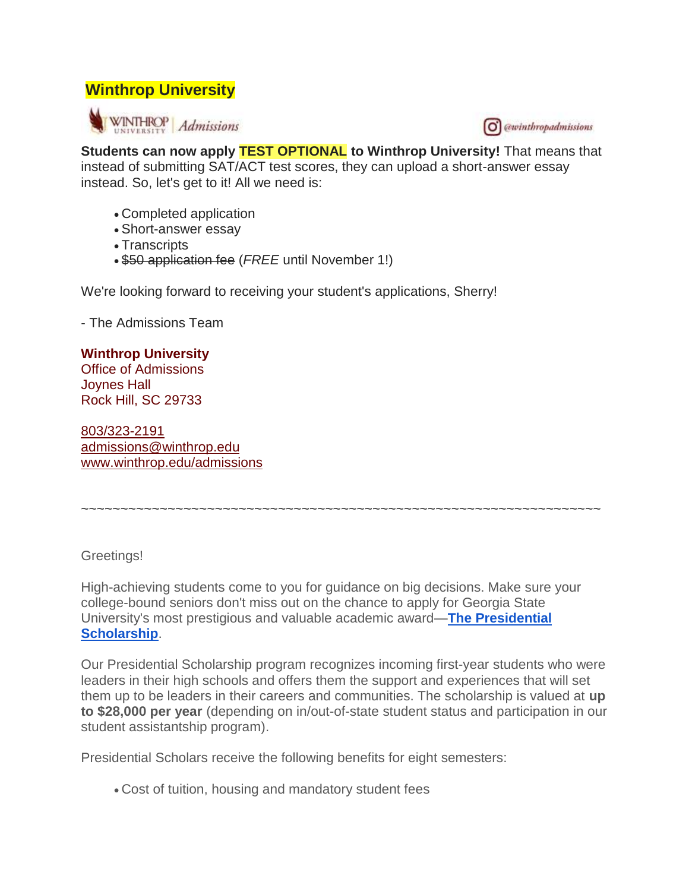**Winthrop University**

**Students can now apply TEST OPTIONAL to Winthrop University!** That means that instead of submitting SAT/ACT test scores, they can upload a short-answer essay instead. So, let's get to it! All we need is:

- Completed application
- Short-answer essay
- Transcripts
- ~~$50 application fee~~ (*FREE* until November 1!)

We're looking forward to receiving your student's applications, Sherry!

- The Admissions Team

**Winthrop University**
Office of Admissions
Joynes Hall
Rock Hill, SC 29733

803/323-2191
admissions@winthrop.edu
www.winthrop.edu/admissions

~~~~~~~~~~~~~~~~~~~~~~~~~~~~~~~~~~~~~~~~~~~~~~~~~~~~~~~~~~~~~~~~~

Greetings!

High-achieving students come to you for guidance on big decisions. Make sure your college-bound seniors don't miss out on the chance to apply for Georgia State University's most prestigious and valuable academic award—**The Presidential Scholarship**.

Our Presidential Scholarship program recognizes incoming first-year students who were leaders in their high schools and offers them the support and experiences that will set them up to be leaders in their careers and communities. The scholarship is valued at **up to $28,000 per year** (depending on in/out-of-state student status and participation in our student assistantship program).

Presidential Scholars receive the following benefits for eight semesters:

- Cost of tuition, housing and mandatory student fees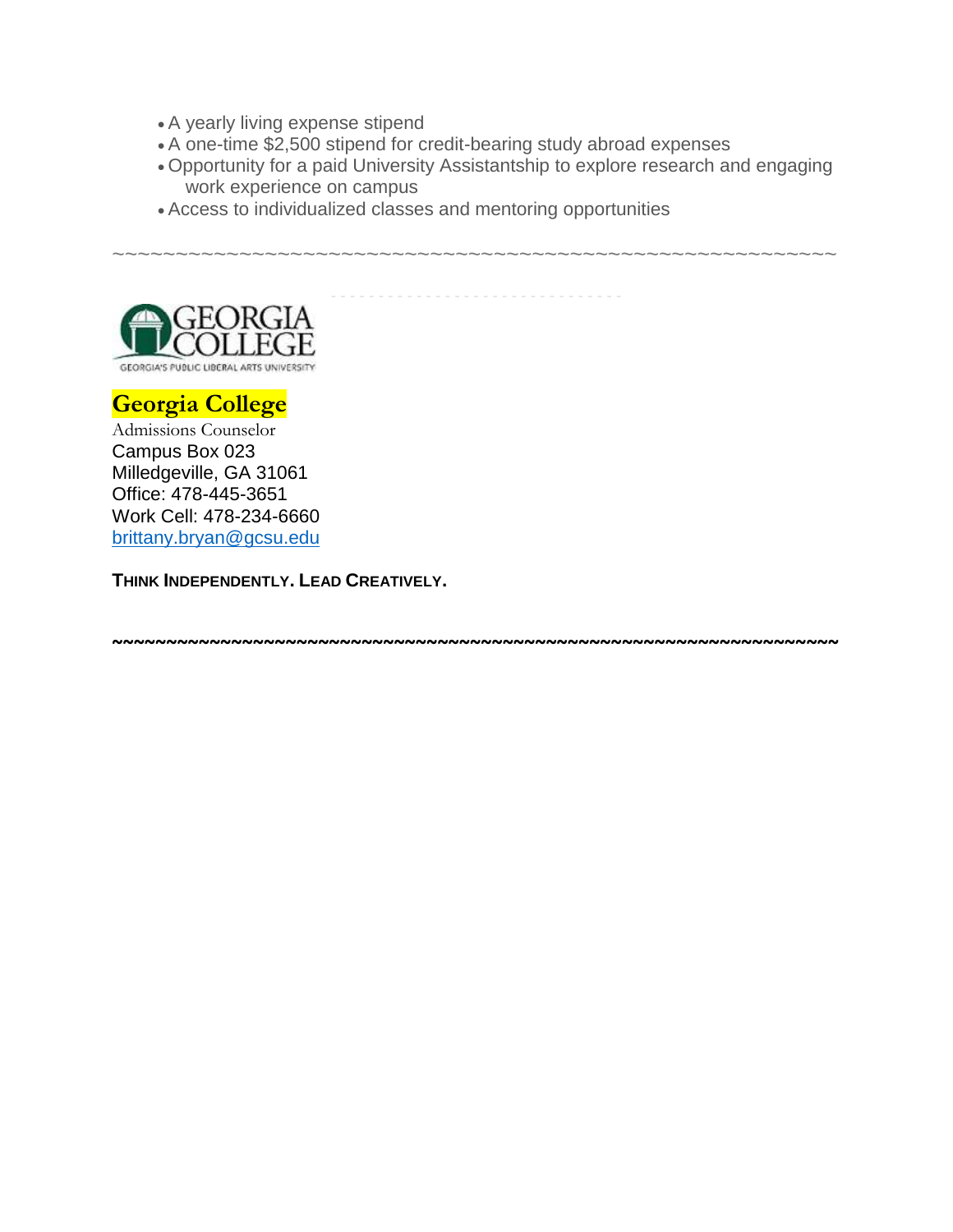- A yearly living expense stipend
- A one-time $2,500 stipend for credit-bearing study abroad expenses
- Opportunity for a paid University Assistantship to explore research and engaging work experience on campus
- Access to individualized classes and mentoring opportunities

~~~~~~~~~~~~~~~~~~~~~~~~~~~~~~~~~~~~~~~~~~~~~~~~~~~~~~~~~~

GEORGIA COLLEGE
GEORGIA'S PUBLIC LIBERAL ARTS UNIVERSITY

**Georgia College**
Admissions Counselor
Campus Box 023
Milledgeville, GA 31061
Office: 478-445-3651
Work Cell: 478-234-6660
brittany.bryan@gcsu.edu

**THINK INDEPENDENTLY. LEAD CREATIVELY.**

**~~~~~~~~~~~~~~~~~~~~~~~~~~~~~~~~~~~~~~~~~~~~~~~~~~~~~~~~~~~~~~~~**